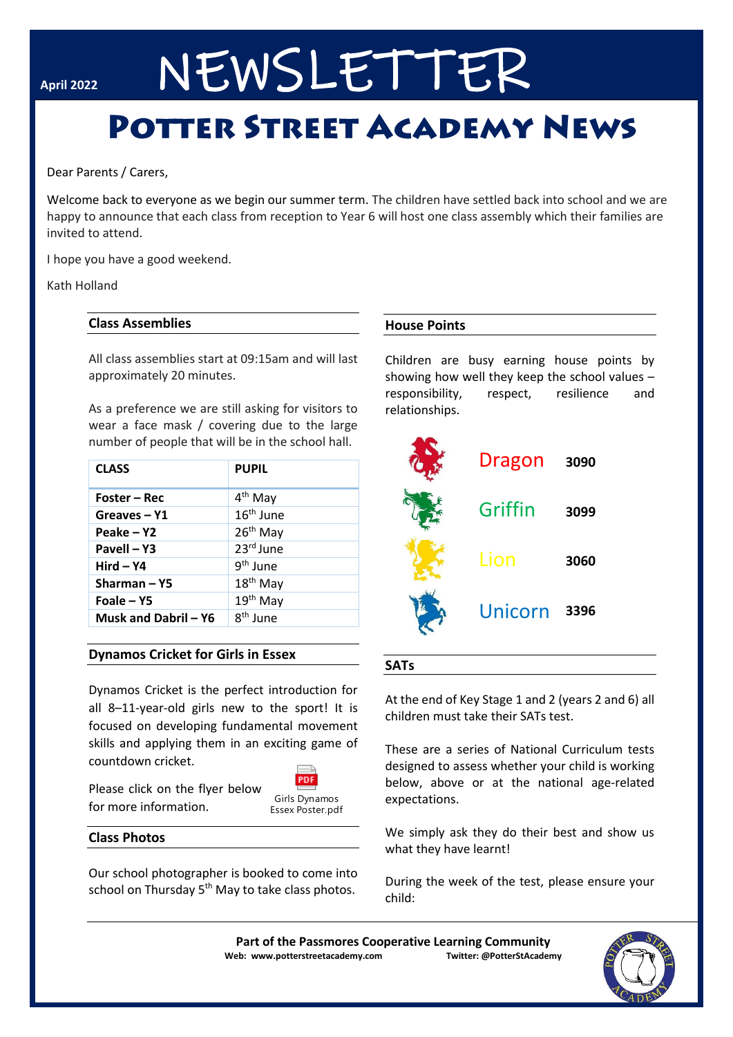April 2022

# NEWSLETTER

## Potter Street Academy News

Dear Parents / Carers,

Welcome back to everyone as we begin our summer term. The children have settled back into school and we are happy to announce that each class from reception to Year 6 will host one class assembly which their families are invited to attend.

I hope you have a good weekend.

Kath Holland

### Class Assemblies

All class assemblies start at 09:15am and will last approximately 20 minutes.

As a preference we are still asking for visitors to wear a face mask / covering due to the large number of people that will be in the school hall.

| CLASS | PUPIL |
|---|---|
| **Foster – Rec** | 4th May |
| **Greaves – Y1** | 16th June |
| **Peake – Y2** | 26th May |
| **Pavell – Y3** | 23rd June |
| **Hird – Y4** | 9th June |
| **Sharman – Y5** | 18th May |
| **Foale – Y5** | 19th May |
| **Musk and Dabril – Y6** | 8th June |

### Dynamos Cricket for Girls in Essex

Dynamos Cricket is the perfect introduction for all 8–11-year-old girls new to the sport! It is focused on developing fundamental movement skills and applying them in an exciting game of countdown cricket.

Please click on the flyer below for more information.

Girls Dynamos Essex Poster.pdf

### Class Photos

Our school photographer is booked to come into school on Thursday 5th May to take class photos.

### House Points

Children are busy earning house points by showing how well they keep the school values – responsibility, respect, resilience and relationships.

| House | Points |
|---|---|
| Dragon | **3090** |
| Griffin | **3099** |
| Lion | **3060** |
| Unicorn | **3396** |

### SATs

At the end of Key Stage 1 and 2 (years 2 and 6) all children must take their SATs test.

These are a series of National Curriculum tests designed to assess whether your child is working below, above or at the national age-related expectations.

We simply ask they do their best and show us what they have learnt!

During the week of the test, please ensure your child:

**Part of the Passmores Cooperative Learning Community**

**Web: www.potterstreetacademy.com** **Twitter: @PotterStAcademy**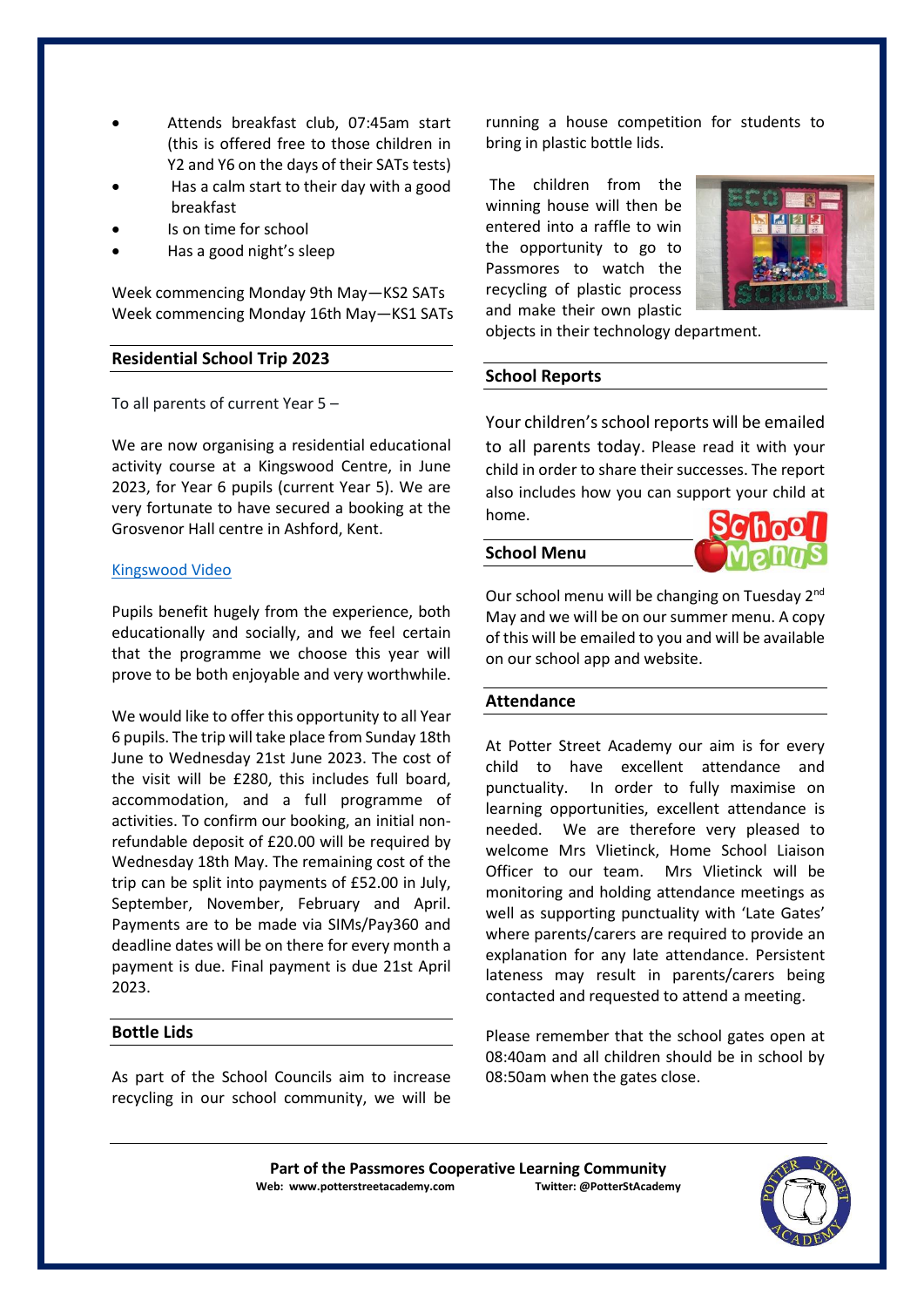- Attends breakfast club, 07:45am start (this is offered free to those children in Y2 and Y6 on the days of their SATs tests)
- Has a calm start to their day with a good breakfast
- Is on time for school
- Has a good night's sleep

Week commencing Monday 9th May—KS2 SATs
Week commencing Monday 16th May—KS1 SATs

## Residential School Trip 2023

To all parents of current Year 5 –

We are now organising a residential educational activity course at a Kingswood Centre, in June 2023, for Year 6 pupils (current Year 5). We are very fortunate to have secured a booking at the Grosvenor Hall centre in Ashford, Kent.

Kingswood Video

Pupils benefit hugely from the experience, both educationally and socially, and we feel certain that the programme we choose this year will prove to be both enjoyable and very worthwhile.

We would like to offer this opportunity to all Year 6 pupils. The trip will take place from Sunday 18th June to Wednesday 21st June 2023. The cost of the visit will be £280, this includes full board, accommodation, and a full programme of activities. To confirm our booking, an initial non-refundable deposit of £20.00 will be required by Wednesday 18th May. The remaining cost of the trip can be split into payments of £52.00 in July, September, November, February and April. Payments are to be made via SIMs/Pay360 and deadline dates will be on there for every month a payment is due. Final payment is due 21st April 2023.

## Bottle Lids

As part of the School Councils aim to increase recycling in our school community, we will be running a house competition for students to bring in plastic bottle lids.

The children from the winning house will then be entered into a raffle to win the opportunity to go to Passmores to watch the recycling of plastic process and make their own plastic objects in their technology department.

## School Reports

Your children's school reports will be emailed to all parents today. Please read it with your child in order to share their successes. The report also includes how you can support your child at home.

## School Menu

Our school menu will be changing on Tuesday 2nd May and we will be on our summer menu. A copy of this will be emailed to you and will be available on our school app and website.

## Attendance

At Potter Street Academy our aim is for every child to have excellent attendance and punctuality. In order to fully maximise on learning opportunities, excellent attendance is needed. We are therefore very pleased to welcome Mrs Vlietinck, Home School Liaison Officer to our team. Mrs Vlietinck will be monitoring and holding attendance meetings as well as supporting punctuality with 'Late Gates' where parents/carers are required to provide an explanation for any late attendance. Persistent lateness may result in parents/carers being contacted and requested to attend a meeting.

Please remember that the school gates open at 08:40am and all children should be in school by 08:50am when the gates close.

**Part of the Passmores Cooperative Learning Community**
**Web: www.potterstreetacademy.com** **Twitter: @PotterStAcademy**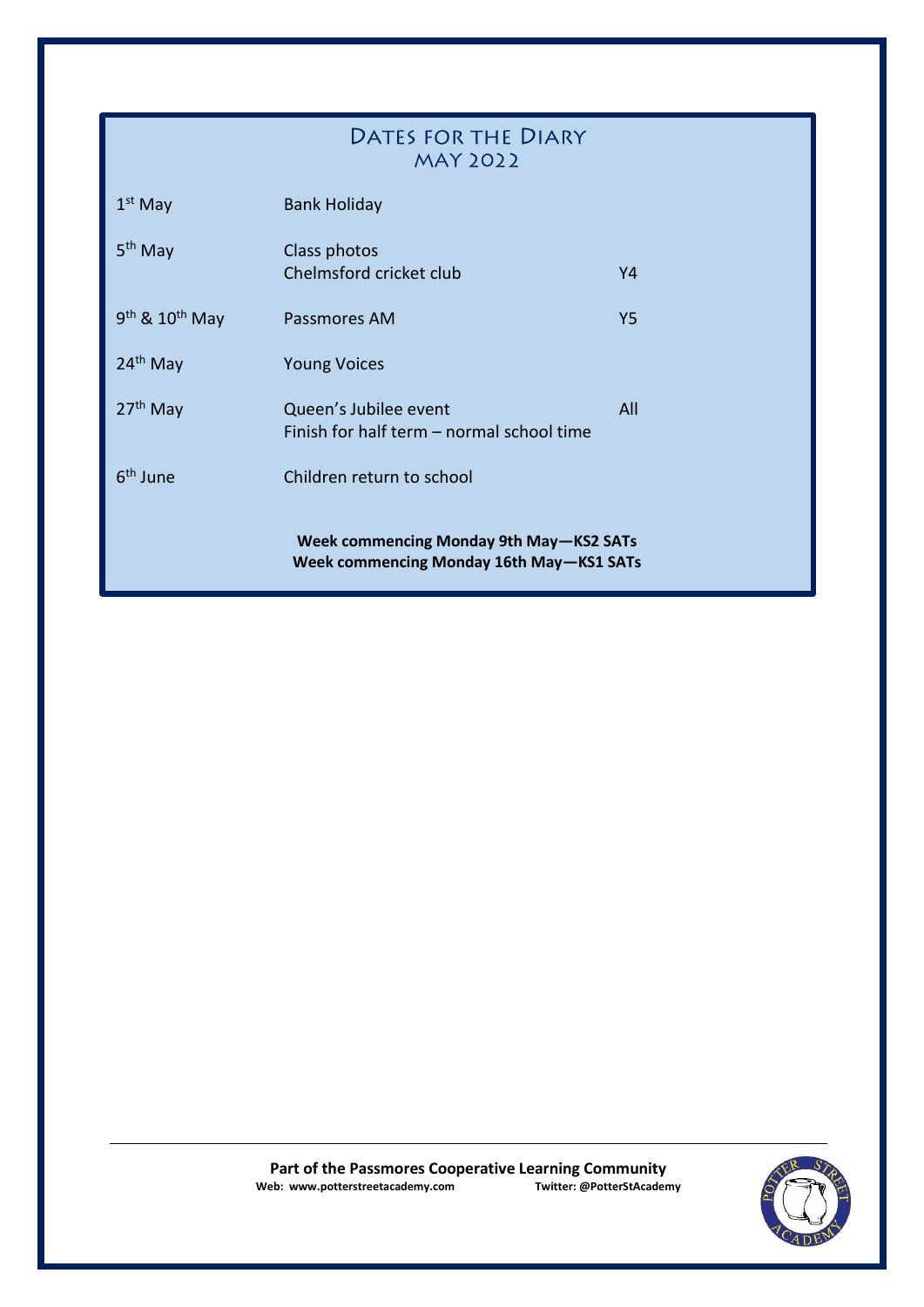## Dates for the Diary
### May 2022

| | | |
|---|---|---|
| 1st May | Bank Holiday | |
| 5th May | Class photos<br>Chelmsford cricket club | <br>Y4 |
| 9th & 10th May | Passmores AM | Y5 |
| 24th May | Young Voices | |
| 27th May | Queen's Jubilee event<br>Finish for half term – normal school time | All |
| 6th June | Children return to school | |

**Week commencing Monday 9th May—KS2 SATs**
**Week commencing Monday 16th May—KS1 SATs**

**Part of the Passmores Cooperative Learning Community**
**Web: www.potterstreetacademy.com** **Twitter: @PotterStAcademy**